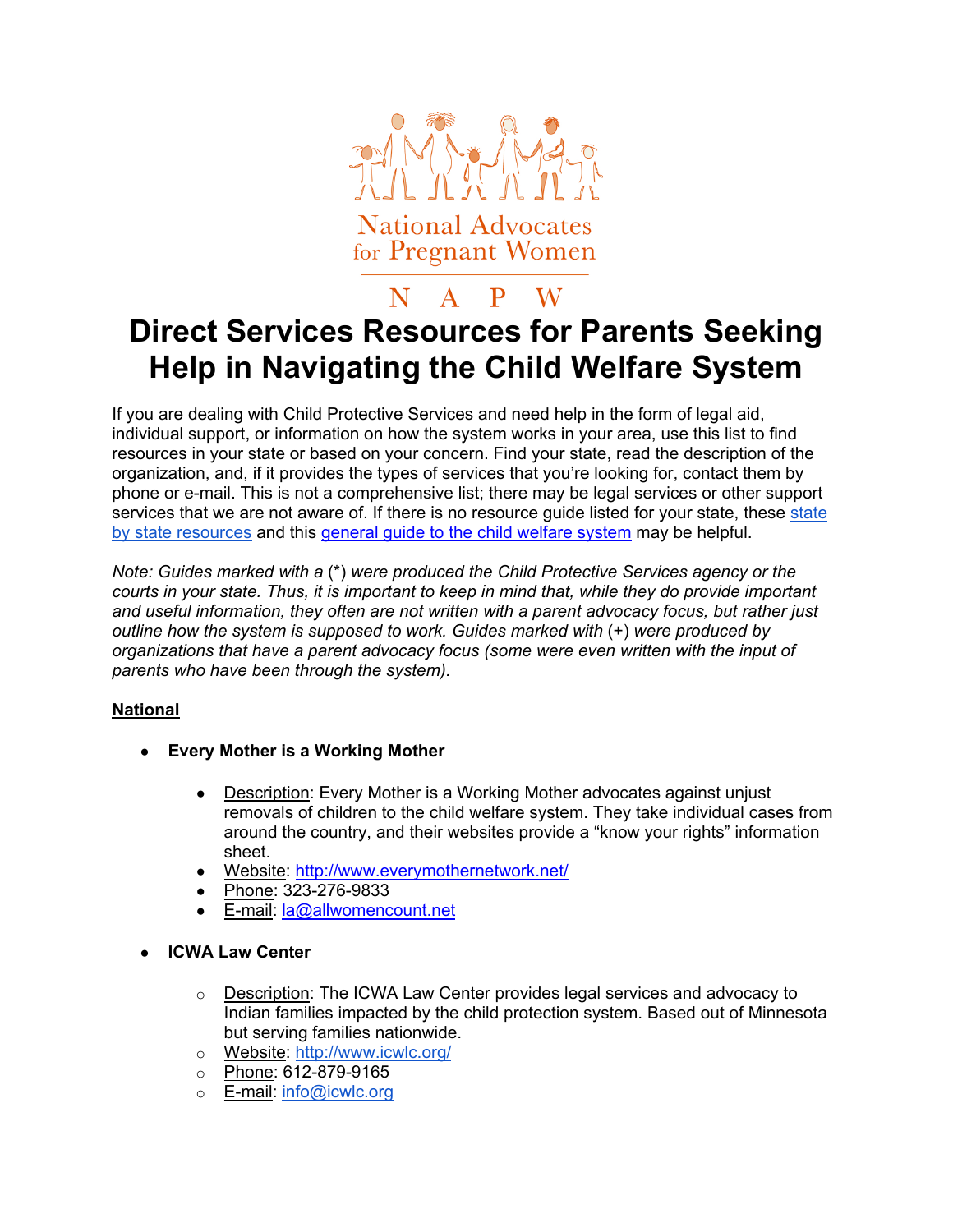National Advocates for Pregnant Women

N A P W

# Direct Services Resources for Parents Seeking Help in Navigating the Child Welfare System

If you are dealing with Child Protective Services and need help in the form of legal aid, individual support, or information on how the system works in your area, use this list to find resources in your state or based on your concern. Find your state, read the description of the organization, and, if it provides the types of services that you're looking for, contact them by phone or e-mail. This is not a comprehensive list; there may be legal services or other support services that we are not aware of. If there is no resource guide listed for your state, these state by state resources and this general guide to the child welfare system may be helpful.

*Note: Guides marked with a (\*) were produced the Child Protective Services agency or the courts in your state. Thus, it is important to keep in mind that, while they do provide important and useful information, they often are not written with a parent advocacy focus, but rather just outline how the system is supposed to work. Guides marked with (+) were produced by organizations that have a parent advocacy focus (some were even written with the input of parents who have been through the system).*

## National

- **Every Mother is a Working Mother**
  - Description: Every Mother is a Working Mother advocates against unjust removals of children to the child welfare system. They take individual cases from around the country, and their websites provide a "know your rights" information sheet.
  - Website: http://www.everymothernetwork.net/
  - Phone: 323-276-9833
  - E-mail: la@allwomencount.net

- **ICWA Law Center**
  - Description: The ICWA Law Center provides legal services and advocacy to Indian families impacted by the child protection system. Based out of Minnesota but serving families nationwide.
  - Website: http://www.icwlc.org/
  - Phone: 612-879-9165
  - E-mail: info@icwlc.org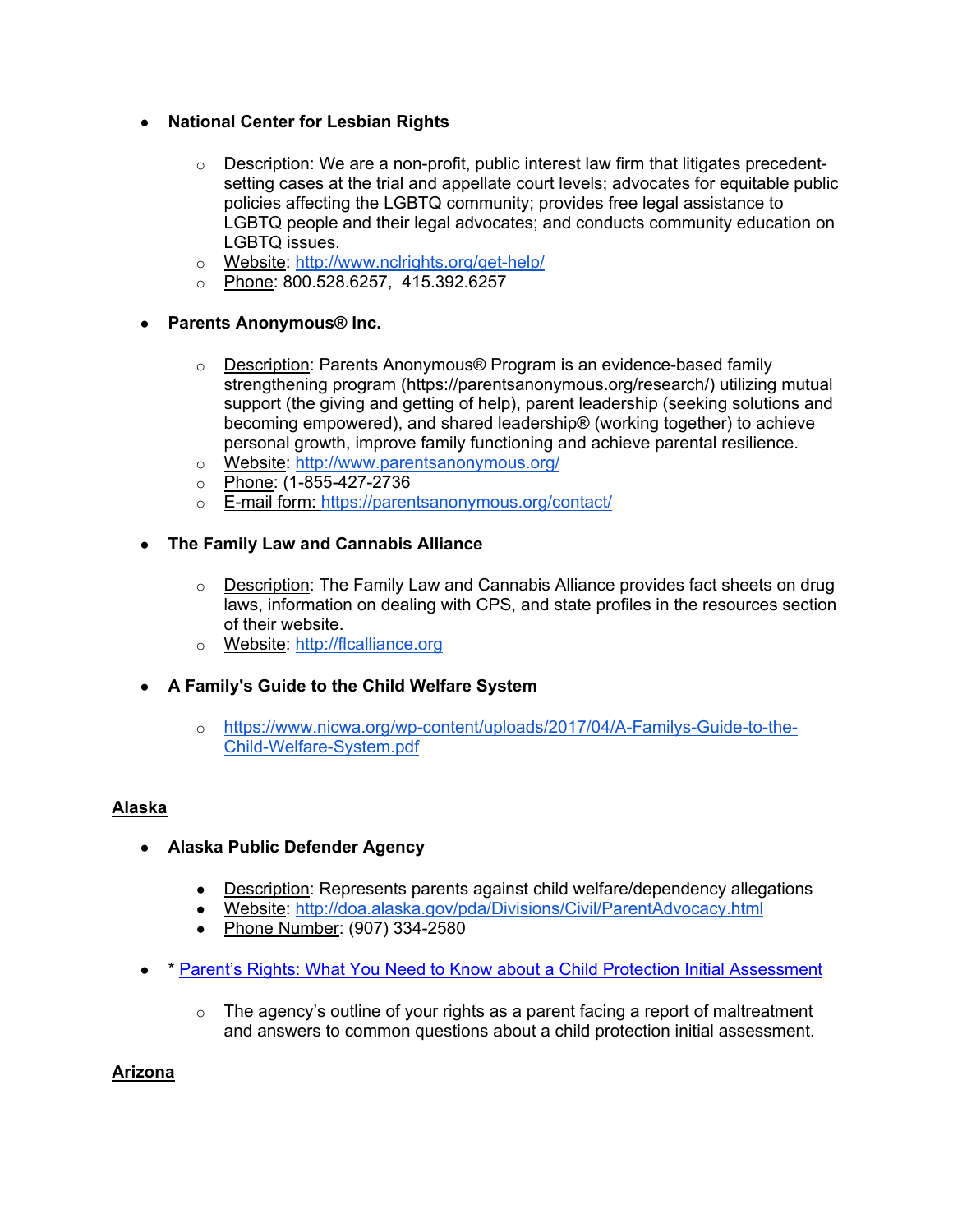- **National Center for Lesbian Rights**
    - Description: We are a non-profit, public interest law firm that litigates precedent-setting cases at the trial and appellate court levels; advocates for equitable public policies affecting the LGBTQ community; provides free legal assistance to LGBTQ people and their legal advocates; and conducts community education on LGBTQ issues.
    - Website: [http://www.nclrights.org/get-help/](http://www.nclrights.org/get-help/)
    - Phone: 800.528.6257, 415.392.6257

- **Parents Anonymous® Inc.**
    - Description: Parents Anonymous® Program is an evidence-based family strengthening program (https://parentsanonymous.org/research/) utilizing mutual support (the giving and getting of help), parent leadership (seeking solutions and becoming empowered), and shared leadership® (working together) to achieve personal growth, improve family functioning and achieve parental resilience.
    - Website: [http://www.parentsanonymous.org/](http://www.parentsanonymous.org/)
    - Phone: (1-855-427-2736
    - E-mail form: [https://parentsanonymous.org/contact/](https://parentsanonymous.org/contact/)

- **The Family Law and Cannabis Alliance**
    - Description: The Family Law and Cannabis Alliance provides fact sheets on drug laws, information on dealing with CPS, and state profiles in the resources section of their website.
    - Website: [http://flcalliance.org](http://flcalliance.org)

- **A Family's Guide to the Child Welfare System**
    - [https://www.nicwa.org/wp-content/uploads/2017/04/A-Familys-Guide-to-the-Child-Welfare-System.pdf](https://www.nicwa.org/wp-content/uploads/2017/04/A-Familys-Guide-to-the-Child-Welfare-System.pdf)

## Alaska

- **Alaska Public Defender Agency**
    - Description: Represents parents against child welfare/dependency allegations
    - Website: [http://doa.alaska.gov/pda/Divisions/Civil/ParentAdvocacy.html](http://doa.alaska.gov/pda/Divisions/Civil/ParentAdvocacy.html)
    - Phone Number: (907) 334-2580

- * Parent's Rights: What You Need to Know about a Child Protection Initial Assessment
    - The agency's outline of your rights as a parent facing a report of maltreatment and answers to common questions about a child protection initial assessment.

## Arizona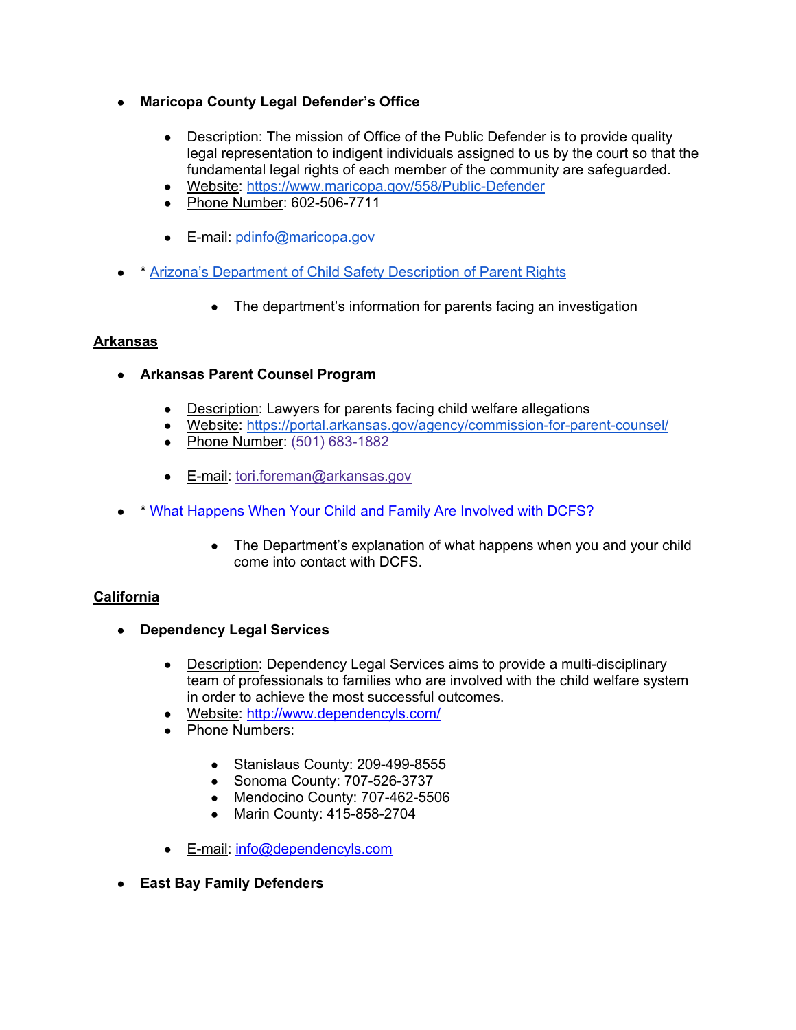- **Maricopa County Legal Defender's Office**
    - Description: The mission of Office of the Public Defender is to provide quality legal representation to indigent individuals assigned to us by the court so that the fundamental legal rights of each member of the community are safeguarded.
    - Website: https://www.maricopa.gov/558/Public-Defender
    - Phone Number: 602-506-7711
    - E-mail: pdinfo@maricopa.gov
- * Arizona's Department of Child Safety Description of Parent Rights
    - The department's information for parents facing an investigation

**Arkansas**

- **Arkansas Parent Counsel Program**
    - Description: Lawyers for parents facing child welfare allegations
    - Website: https://portal.arkansas.gov/agency/commission-for-parent-counsel/
    - Phone Number: (501) 683-1882
    - E-mail: tori.foreman@arkansas.gov
- * What Happens When Your Child and Family Are Involved with DCFS?
    - The Department's explanation of what happens when you and your child come into contact with DCFS.

**California**

- **Dependency Legal Services**
    - Description: Dependency Legal Services aims to provide a multi-disciplinary team of professionals to families who are involved with the child welfare system in order to achieve the most successful outcomes.
    - Website: http://www.dependencyls.com/
    - Phone Numbers:
        - Stanislaus County: 209-499-8555
        - Sonoma County: 707-526-3737
        - Mendocino County: 707-462-5506
        - Marin County: 415-858-2704
    - E-mail: info@dependencyls.com
- **East Bay Family Defenders**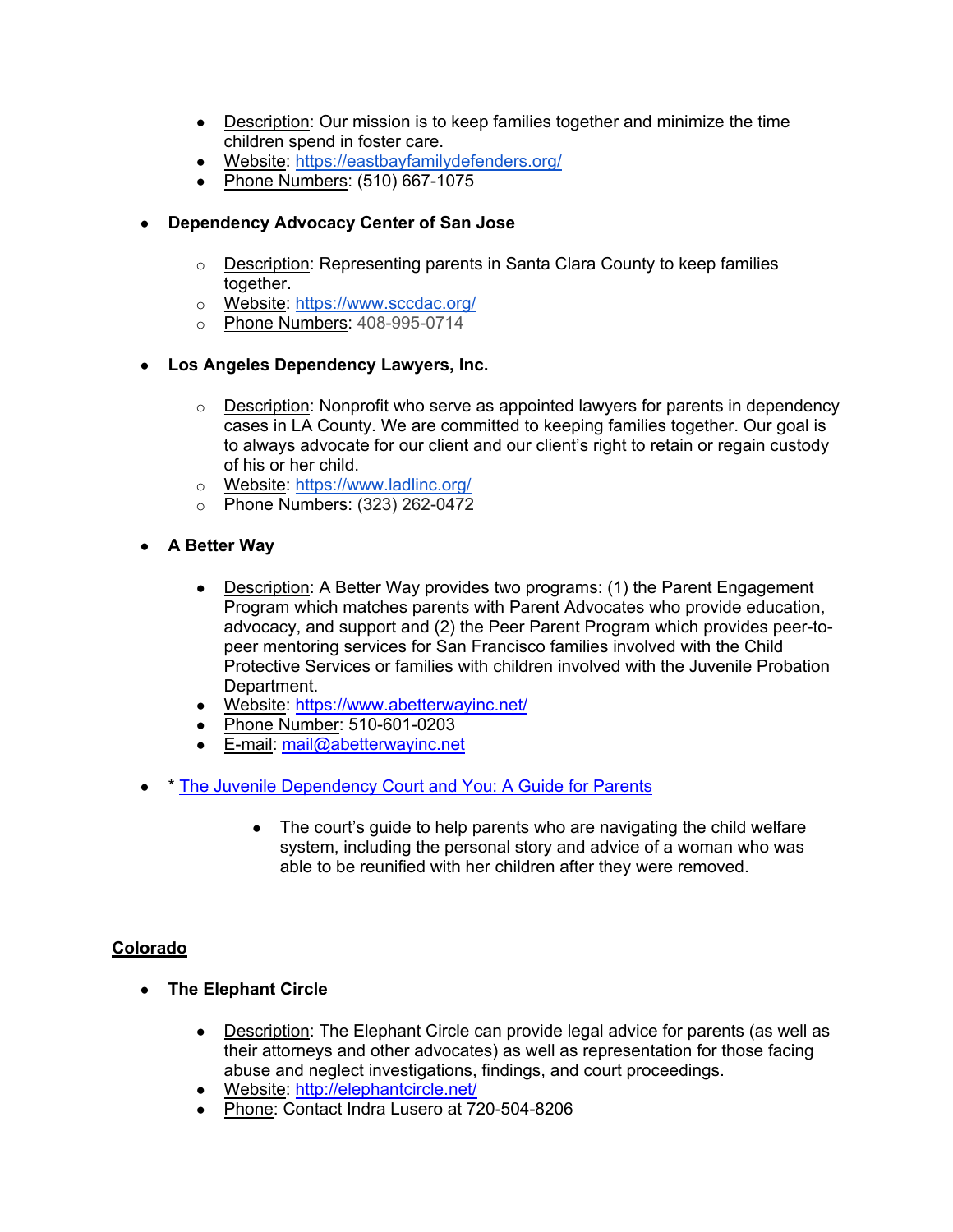- Description: Our mission is to keep families together and minimize the time children spend in foster care.
- Website: [https://eastbayfamilydefenders.org/](https://eastbayfamilydefenders.org/)
- Phone Numbers: (510) 667-1075

- **Dependency Advocacy Center of San Jose**
  - Description: Representing parents in Santa Clara County to keep families together.
  - Website: [https://www.sccdac.org/](https://www.sccdac.org/)
  - Phone Numbers: 408-995-0714

- **Los Angeles Dependency Lawyers, Inc.**
  - Description: Nonprofit who serve as appointed lawyers for parents in dependency cases in LA County. We are committed to keeping families together. Our goal is to always advocate for our client and our client's right to retain or regain custody of his or her child.
  - Website: [https://www.ladlinc.org/](https://www.ladlinc.org/)
  - Phone Numbers: (323) 262-0472

- **A Better Way**
  - Description: A Better Way provides two programs: (1) the Parent Engagement Program which matches parents with Parent Advocates who provide education, advocacy, and support and (2) the Peer Parent Program which provides peer-to-peer mentoring services for San Francisco families involved with the Child Protective Services or families with children involved with the Juvenile Probation Department.
  - Website: [https://www.abetterwayinc.net/](https://www.abetterwayinc.net/)
  - Phone Number: 510-601-0203
  - E-mail: mail@abetterwayinc.net

- * The Juvenile Dependency Court and You: A Guide for Parents
  - The court's guide to help parents who are navigating the child welfare system, including the personal story and advice of a woman who was able to be reunified with her children after they were removed.

## Colorado

- **The Elephant Circle**
  - Description: The Elephant Circle can provide legal advice for parents (as well as their attorneys and other advocates) as well as representation for those facing abuse and neglect investigations, findings, and court proceedings.
  - Website: [http://elephantcircle.net/](http://elephantcircle.net/)
  - Phone: Contact Indra Lusero at 720-504-8206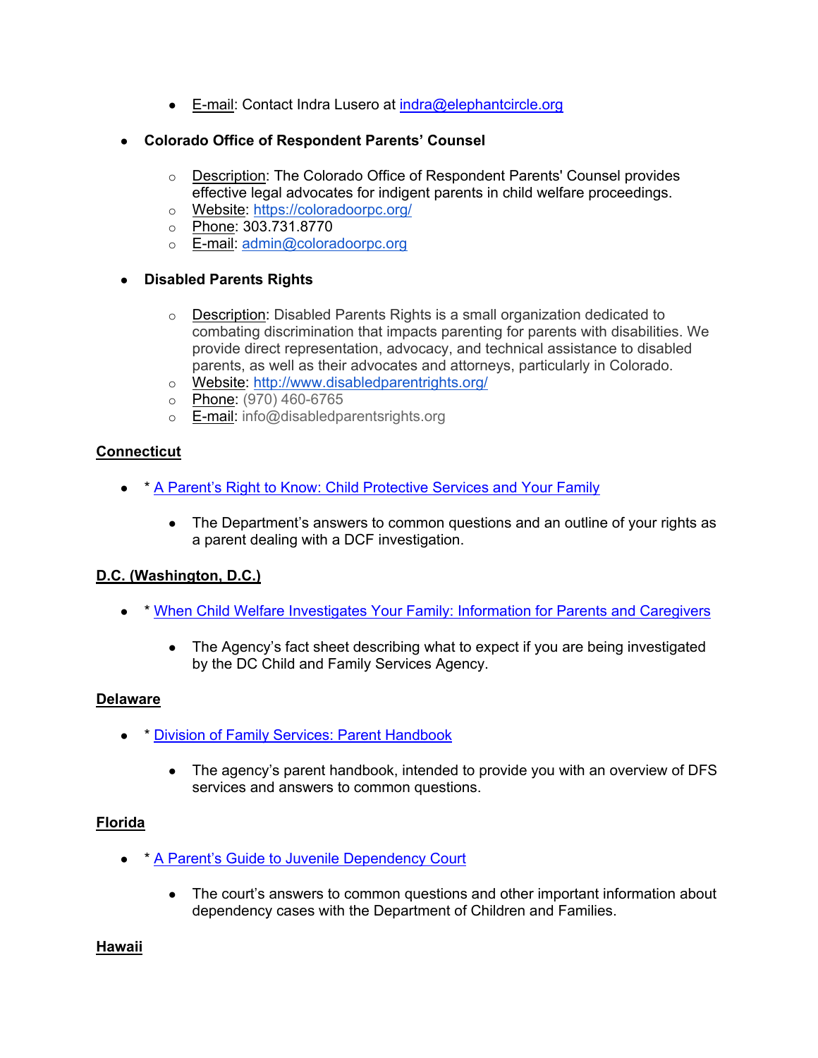- E-mail: Contact Indra Lusero at indra@elephantcircle.org

- **Colorado Office of Respondent Parents' Counsel**
  - Description: The Colorado Office of Respondent Parents' Counsel provides effective legal advocates for indigent parents in child welfare proceedings.
  - Website: https://coloradoorpc.org/
  - Phone: 303.731.8770
  - E-mail: admin@coloradoorpc.org

- **Disabled Parents Rights**
  - Description: Disabled Parents Rights is a small organization dedicated to combating discrimination that impacts parenting for parents with disabilities. We provide direct representation, advocacy, and technical assistance to disabled parents, as well as their advocates and attorneys, particularly in Colorado.
  - Website: http://www.disabledparentrights.org/
  - Phone: (970) 460-6765
  - E-mail: info@disabledparentsrights.org

## Connecticut

- * A Parent's Right to Know: Child Protective Services and Your Family
  - The Department's answers to common questions and an outline of your rights as a parent dealing with a DCF investigation.

## D.C. (Washington, D.C.)

- * When Child Welfare Investigates Your Family: Information for Parents and Caregivers
  - The Agency's fact sheet describing what to expect if you are being investigated by the DC Child and Family Services Agency.

## Delaware

- * Division of Family Services: Parent Handbook
  - The agency's parent handbook, intended to provide you with an overview of DFS services and answers to common questions.

## Florida

- * A Parent's Guide to Juvenile Dependency Court
  - The court's answers to common questions and other important information about dependency cases with the Department of Children and Families.

## Hawaii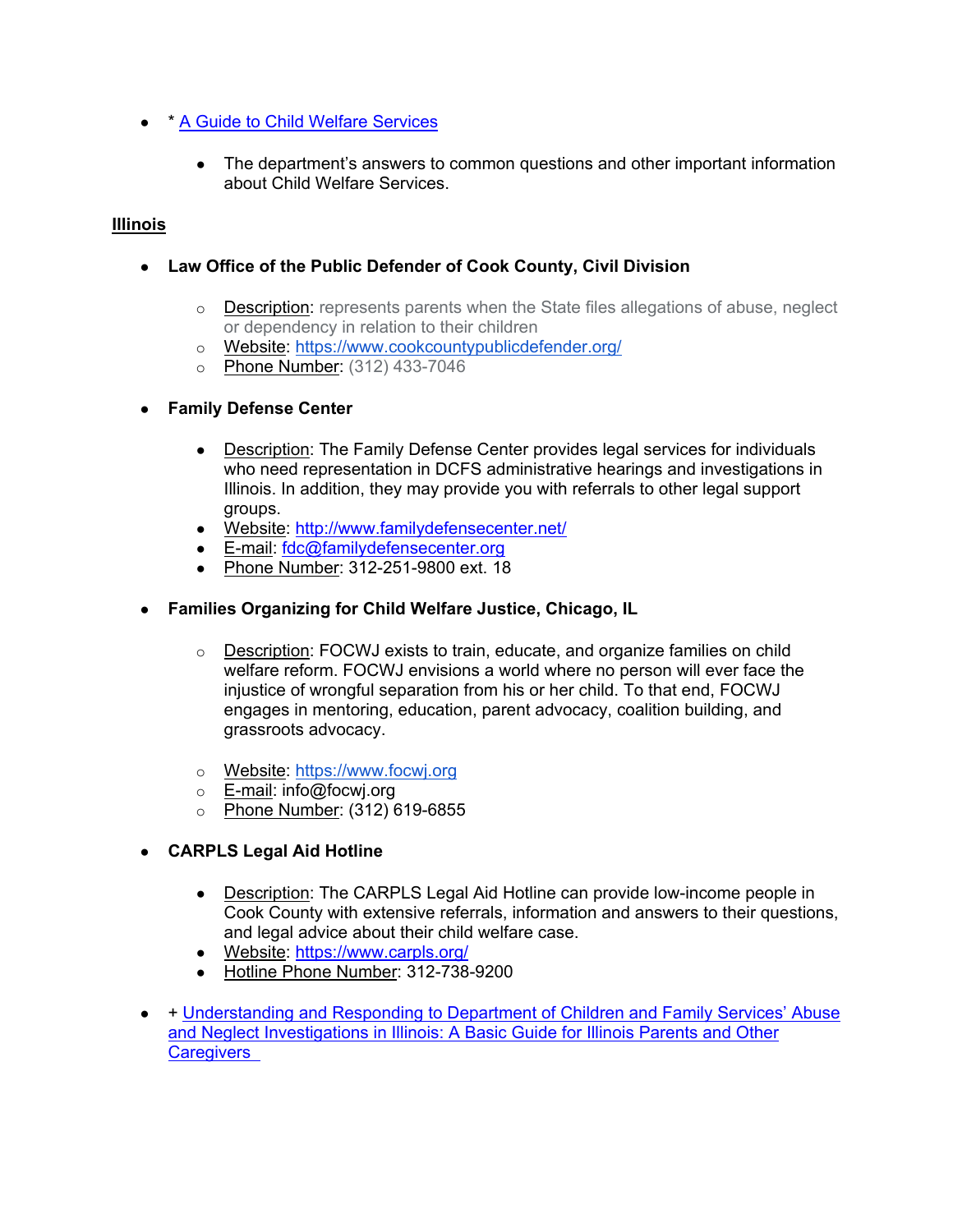- * [A Guide to Child Welfare Services]()
  - The department's answers to common questions and other important information about Child Welfare Services.

## Illinois

- **Law Office of the Public Defender of Cook County, Civil Division**
  - Description: represents parents when the State files allegations of abuse, neglect or dependency in relation to their children
  - Website: https://www.cookcountypublicdefender.org/
  - Phone Number: (312) 433-7046

- **Family Defense Center**
  - Description: The Family Defense Center provides legal services for individuals who need representation in DCFS administrative hearings and investigations in Illinois. In addition, they may provide you with referrals to other legal support groups.
  - Website: http://www.familydefensecenter.net/
  - E-mail: fdc@familydefensecenter.org
  - Phone Number: 312-251-9800 ext. 18

- **Families Organizing for Child Welfare Justice, Chicago, IL**
  - Description: FOCWJ exists to train, educate, and organize families on child welfare reform. FOCWJ envisions a world where no person will ever face the injustice of wrongful separation from his or her child. To that end, FOCWJ engages in mentoring, education, parent advocacy, coalition building, and grassroots advocacy.
  - Website: https://www.focwj.org
  - E-mail: info@focwj.org
  - Phone Number: (312) 619-6855

- **CARPLS Legal Aid Hotline**
  - Description: The CARPLS Legal Aid Hotline can provide low-income people in Cook County with extensive referrals, information and answers to their questions, and legal advice about their child welfare case.
  - Website: https://www.carpls.org/
  - Hotline Phone Number: 312-738-9200

- + [Understanding and Responding to Department of Children and Family Services' Abuse and Neglect Investigations in Illinois: A Basic Guide for Illinois Parents and Other Caregivers]()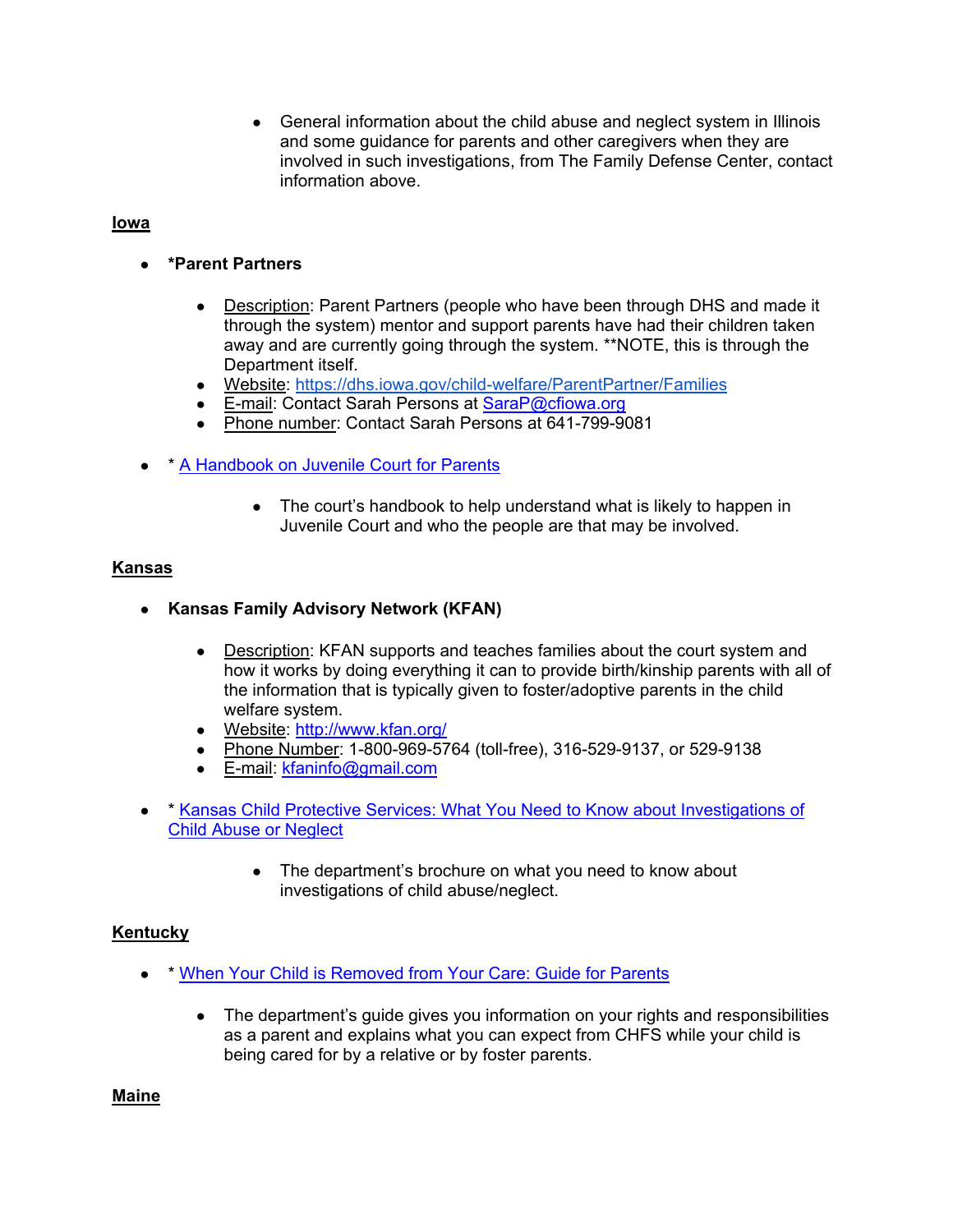- General information about the child abuse and neglect system in Illinois and some guidance for parents and other caregivers when they are involved in such investigations, from The Family Defense Center, contact information above.

## Iowa

- ***Parent Partners**
  - Description: Parent Partners (people who have been through DHS and made it through the system) mentor and support parents have had their children taken away and are currently going through the system. **NOTE, this is through the Department itself.
  - Website: [https://dhs.iowa.gov/child-welfare/ParentPartner/Families](https://dhs.iowa.gov/child-welfare/ParentPartner/Families)
  - E-mail: Contact Sarah Persons at [SaraP@cfiowa.org](mailto:SaraP@cfiowa.org)
  - Phone number: Contact Sarah Persons at 641-799-9081

- * A Handbook on Juvenile Court for Parents
  - The court's handbook to help understand what is likely to happen in Juvenile Court and who the people are that may be involved.

## Kansas

- **Kansas Family Advisory Network (KFAN)**
  - Description: KFAN supports and teaches families about the court system and how it works by doing everything it can to provide birth/kinship parents with all of the information that is typically given to foster/adoptive parents in the child welfare system.
  - Website: [http://www.kfan.org/](http://www.kfan.org/)
  - Phone Number: 1-800-969-5764 (toll-free), 316-529-9137, or 529-9138
  - E-mail: [kfaninfo@gmail.com](mailto:kfaninfo@gmail.com)

- * Kansas Child Protective Services: What You Need to Know about Investigations of Child Abuse or Neglect
  - The department's brochure on what you need to know about investigations of child abuse/neglect.

## Kentucky

- * When Your Child is Removed from Your Care: Guide for Parents
  - The department's guide gives you information on your rights and responsibilities as a parent and explains what you can expect from CHFS while your child is being cared for by a relative or by foster parents.

## Maine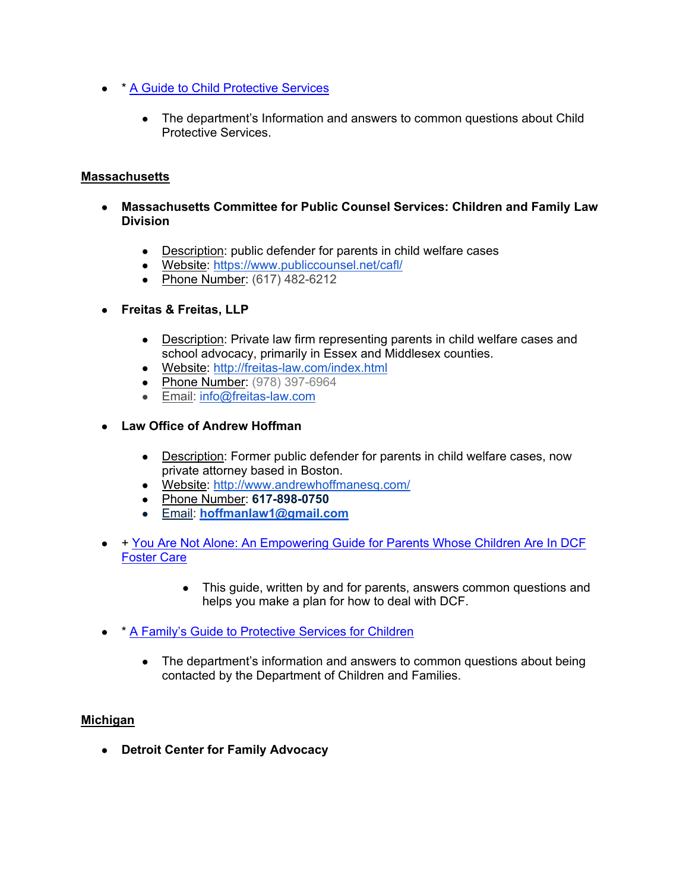- * [A Guide to Child Protective Services]
    - The department's Information and answers to common questions about Child Protective Services.

**Massachusetts**

- **Massachusetts Committee for Public Counsel Services: Children and Family Law Division**
    - Description: public defender for parents in child welfare cases
    - Website: https://www.publiccounsel.net/cafl/
    - Phone Number: (617) 482-6212

- **Freitas & Freitas, LLP**
    - Description: Private law firm representing parents in child welfare cases and school advocacy, primarily in Essex and Middlesex counties.
    - Website: http://freitas-law.com/index.html
    - Phone Number: (978) 397-6964
    - Email: info@freitas-law.com

- **Law Office of Andrew Hoffman**
    - Description: Former public defender for parents in child welfare cases, now private attorney based in Boston.
    - Website: http://www.andrewhoffmanesq.com/
    - Phone Number: **617-898-0750**
    - Email: **hoffmanlaw1@gmail.com**

- + [You Are Not Alone: An Empowering Guide for Parents Whose Children Are In DCF Foster Care]
    - This guide, written by and for parents, answers common questions and helps you make a plan for how to deal with DCF.

- * [A Family's Guide to Protective Services for Children]
    - The department's information and answers to common questions about being contacted by the Department of Children and Families.

**Michigan**

- **Detroit Center for Family Advocacy**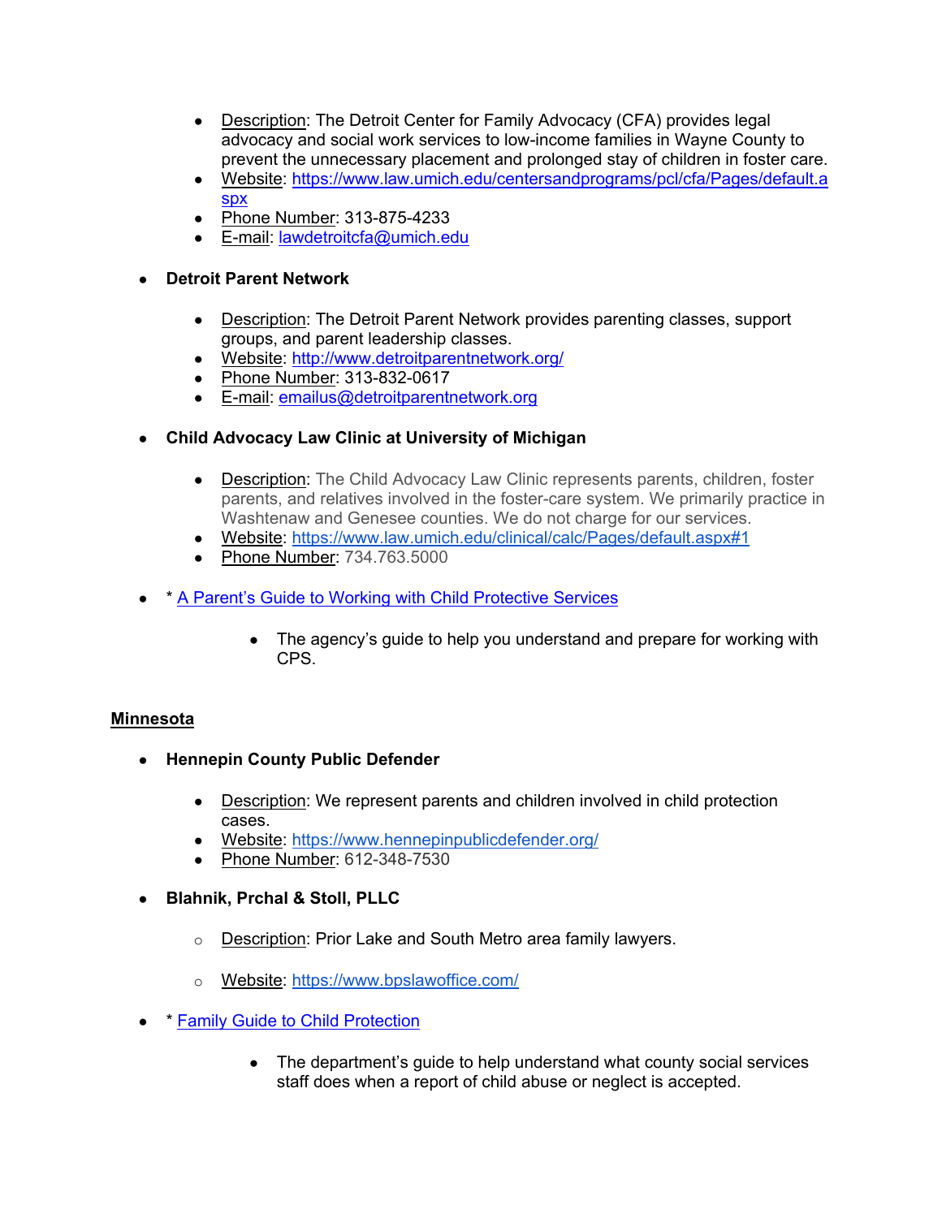- Description: The Detroit Center for Family Advocacy (CFA) provides legal advocacy and social work services to low-income families in Wayne County to prevent the unnecessary placement and prolonged stay of children in foster care.
- Website: https://www.law.umich.edu/centersandprograms/pcl/cfa/Pages/default.aspx
- Phone Number: 313-875-4233
- E-mail: lawdetroitcfa@umich.edu

- **Detroit Parent Network**
  - Description: The Detroit Parent Network provides parenting classes, support groups, and parent leadership classes.
  - Website: http://www.detroitparentnetwork.org/
  - Phone Number: 313-832-0617
  - E-mail: emailus@detroitparentnetwork.org

- **Child Advocacy Law Clinic at University of Michigan**
  - Description: The Child Advocacy Law Clinic represents parents, children, foster parents, and relatives involved in the foster-care system. We primarily practice in Washtenaw and Genesee counties. We do not charge for our services.
  - Website: https://www.law.umich.edu/clinical/calc/Pages/default.aspx#1
  - Phone Number: 734.763.5000

- * A Parent's Guide to Working with Child Protective Services
  - The agency's guide to help you understand and prepare for working with CPS.

**Minnesota**

- **Hennepin County Public Defender**
  - Description: We represent parents and children involved in child protection cases.
  - Website: https://www.hennepinpublicdefender.org/
  - Phone Number: 612-348-7530

- **Blahnik, Prchal & Stoll, PLLC**
  - Description: Prior Lake and South Metro area family lawyers.
  - Website: https://www.bpslawoffice.com/

- * Family Guide to Child Protection
  - The department's guide to help understand what county social services staff does when a report of child abuse or neglect is accepted.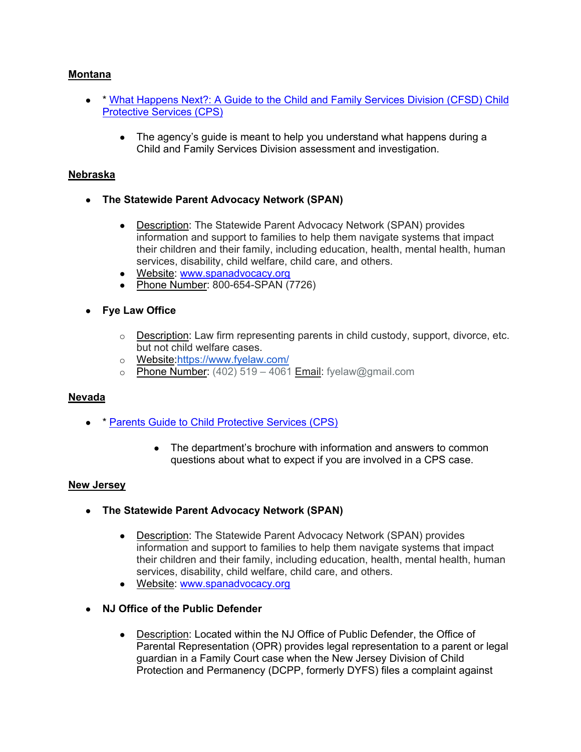**Montana**

- * [What Happens Next?: A Guide to the Child and Family Services Division (CFSD) Child Protective Services (CPS)]()
    - The agency's guide is meant to help you understand what happens during a Child and Family Services Division assessment and investigation.

**Nebraska**

- **The Statewide Parent Advocacy Network (SPAN)**
    - Description: The Statewide Parent Advocacy Network (SPAN) provides information and support to families to help them navigate systems that impact their children and their family, including education, health, mental health, human services, disability, child welfare, child care, and others.
    - Website: [www.spanadvocacy.org](www.spanadvocacy.org)
    - Phone Number: 800-654-SPAN (7726)

- **Fye Law Office**
    - Description: Law firm representing parents in child custody, support, divorce, etc. but not child welfare cases.
    - Website:[https://www.fyelaw.com/](https://www.fyelaw.com/)
    - Phone Number: (402) 519 – 4061 Email: fyelaw@gmail.com

**Nevada**

- * [Parents Guide to Child Protective Services (CPS)]()
    - The department's brochure with information and answers to common questions about what to expect if you are involved in a CPS case.

**New Jersey**

- **The Statewide Parent Advocacy Network (SPAN)**
    - Description: The Statewide Parent Advocacy Network (SPAN) provides information and support to families to help them navigate systems that impact their children and their family, including education, health, mental health, human services, disability, child welfare, child care, and others.
    - Website: [www.spanadvocacy.org](www.spanadvocacy.org)

- **NJ Office of the Public Defender**
    - Description: Located within the NJ Office of Public Defender, the Office of Parental Representation (OPR) provides legal representation to a parent or legal guardian in a Family Court case when the New Jersey Division of Child Protection and Permanency (DCPP, formerly DYFS) files a complaint against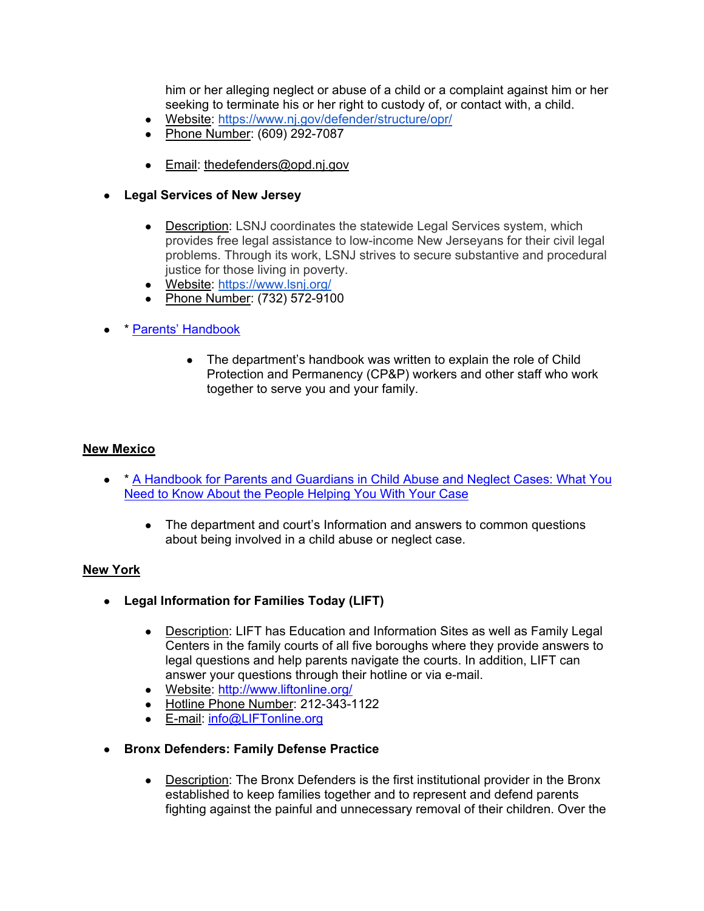him or her alleging neglect or abuse of a child or a complaint against him or her seeking to terminate his or her right to custody of, or contact with, a child.
  - Website: [https://www.nj.gov/defender/structure/opr/](https://www.nj.gov/defender/structure/opr/)
  - Phone Number: (609) 292-7087
  - Email: thedefenders@opd.nj.gov

- **Legal Services of New Jersey**
  - Description: LSNJ coordinates the statewide Legal Services system, which provides free legal assistance to low-income New Jerseyans for their civil legal problems. Through its work, LSNJ strives to secure substantive and procedural justice for those living in poverty.
  - Website: [https://www.lsnj.org/](https://www.lsnj.org/)
  - Phone Number: (732) 572-9100

- * Parents' Handbook
  - The department's handbook was written to explain the role of Child Protection and Permanency (CP&P) workers and other staff who work together to serve you and your family.

## New Mexico

- * A Handbook for Parents and Guardians in Child Abuse and Neglect Cases: What You Need to Know About the People Helping You With Your Case
  - The department and court's Information and answers to common questions about being involved in a child abuse or neglect case.

## New York

- **Legal Information for Families Today (LIFT)**
  - Description: LIFT has Education and Information Sites as well as Family Legal Centers in the family courts of all five boroughs where they provide answers to legal questions and help parents navigate the courts. In addition, LIFT can answer your questions through their hotline or via e-mail.
  - Website: [http://www.liftonline.org/](http://www.liftonline.org/)
  - Hotline Phone Number: 212-343-1122
  - E-mail: info@LIFTonline.org

- **Bronx Defenders: Family Defense Practice**
  - Description: The Bronx Defenders is the first institutional provider in the Bronx established to keep families together and to represent and defend parents fighting against the painful and unnecessary removal of their children. Over the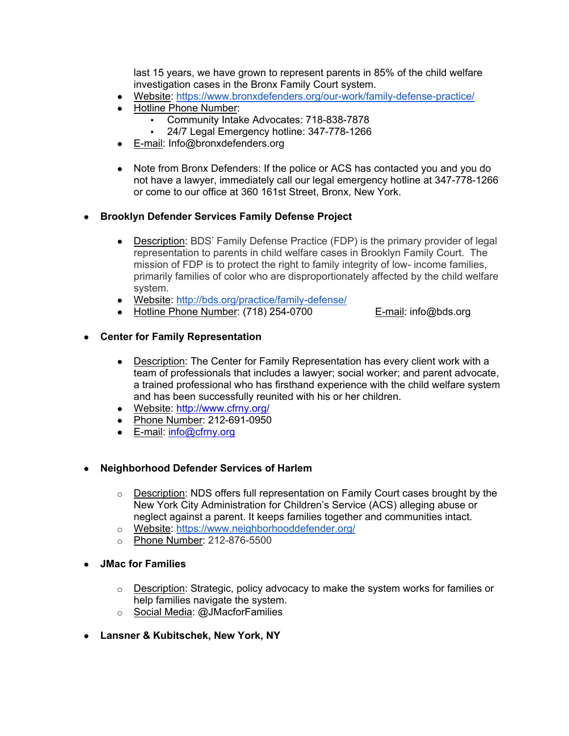last 15 years, we have grown to represent parents in 85% of the child welfare investigation cases in the Bronx Family Court system.

- Website: https://www.bronxdefenders.org/our-work/family-defense-practice/
- Hotline Phone Number:
  - Community Intake Advocates: 718-838-7878
  - 24/7 Legal Emergency hotline: 347-778-1266
- E-mail: Info@bronxdefenders.org

- Note from Bronx Defenders: If the police or ACS has contacted you and you do not have a lawyer, immediately call our legal emergency hotline at 347-778-1266 or come to our office at 360 161st Street, Bronx, New York.

- **Brooklyn Defender Services Family Defense Project**
  - Description: BDS' Family Defense Practice (FDP) is the primary provider of legal representation to parents in child welfare cases in Brooklyn Family Court. The mission of FDP is to protect the right to family integrity of low- income families, primarily families of color who are disproportionately affected by the child welfare system.
  - Website: http://bds.org/practice/family-defense/
  - Hotline Phone Number: (718) 254-0700 E-mail: info@bds.org

- **Center for Family Representation**
  - Description: The Center for Family Representation has every client work with a team of professionals that includes a lawyer; social worker; and parent advocate, a trained professional who has firsthand experience with the child welfare system and has been successfully reunited with his or her children.
  - Website: http://www.cfrny.org/
  - Phone Number: 212-691-0950
  - E-mail: info@cfrny.org

- **Neighborhood Defender Services of Harlem**
  - Description: NDS offers full representation on Family Court cases brought by the New York City Administration for Children's Service (ACS) alleging abuse or neglect against a parent. It keeps families together and communities intact.
  - Website: https://www.neighborhooddefender.org/
  - Phone Number: 212-876-5500

- **JMac for Families**
  - Description: Strategic, policy advocacy to make the system works for families or help families navigate the system.
  - Social Media: @JMacforFamilies

- **Lansner & Kubitschek, New York, NY**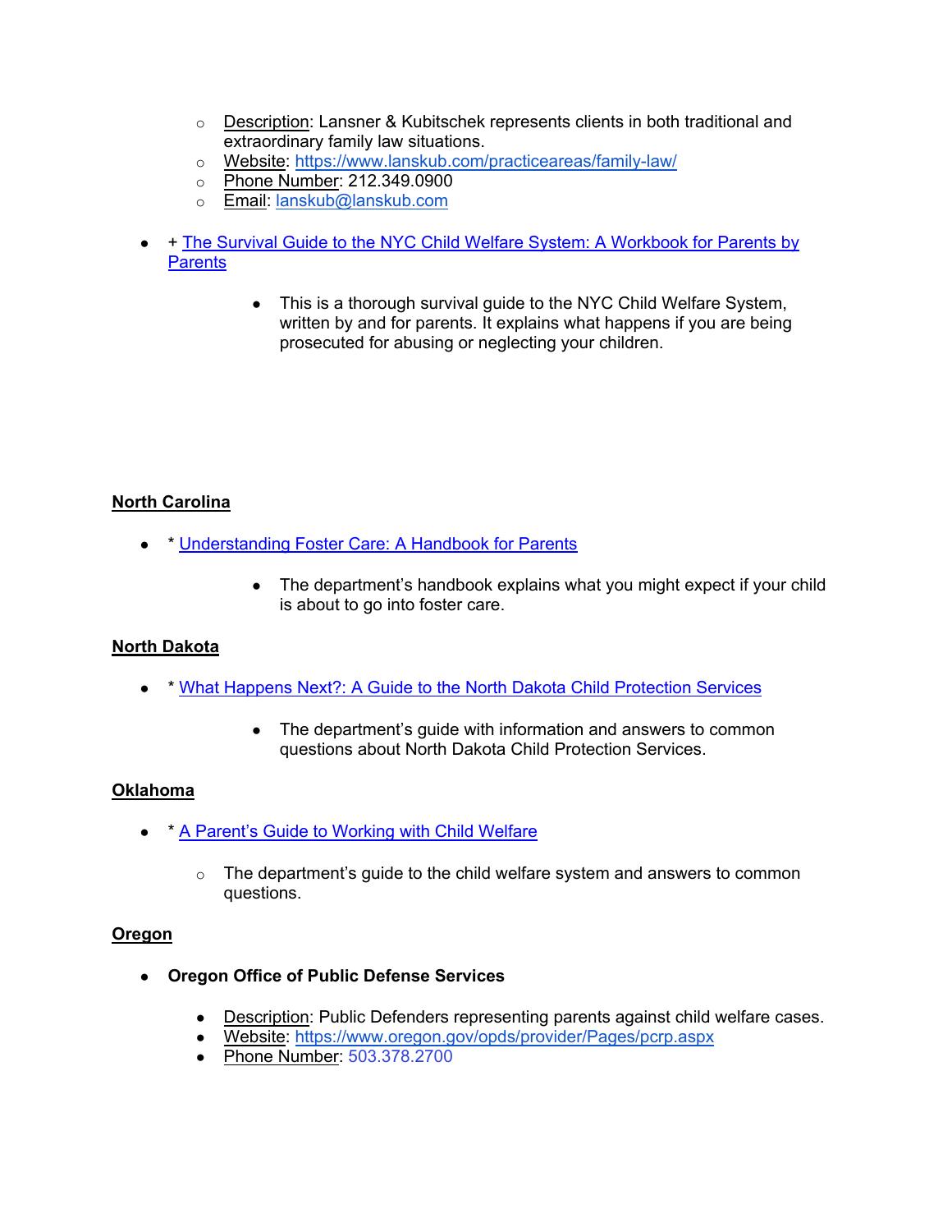- Description: Lansner & Kubitschek represents clients in both traditional and extraordinary family law situations.
  - Website: https://www.lanskub.com/practiceareas/family-law/
  - Phone Number: 212.349.0900
  - Email: lanskub@lanskub.com

- + The Survival Guide to the NYC Child Welfare System: A Workbook for Parents by Parents
  - This is a thorough survival guide to the NYC Child Welfare System, written by and for parents. It explains what happens if you are being prosecuted for abusing or neglecting your children.

**North Carolina**

- * Understanding Foster Care: A Handbook for Parents
  - The department's handbook explains what you might expect if your child is about to go into foster care.

**North Dakota**

- * What Happens Next?: A Guide to the North Dakota Child Protection Services
  - The department's guide with information and answers to common questions about North Dakota Child Protection Services.

**Oklahoma**

- * A Parent's Guide to Working with Child Welfare
  - The department's guide to the child welfare system and answers to common questions.

**Oregon**

- **Oregon Office of Public Defense Services**
  - Description: Public Defenders representing parents against child welfare cases.
  - Website: https://www.oregon.gov/opds/provider/Pages/pcrp.aspx
  - Phone Number: 503.378.2700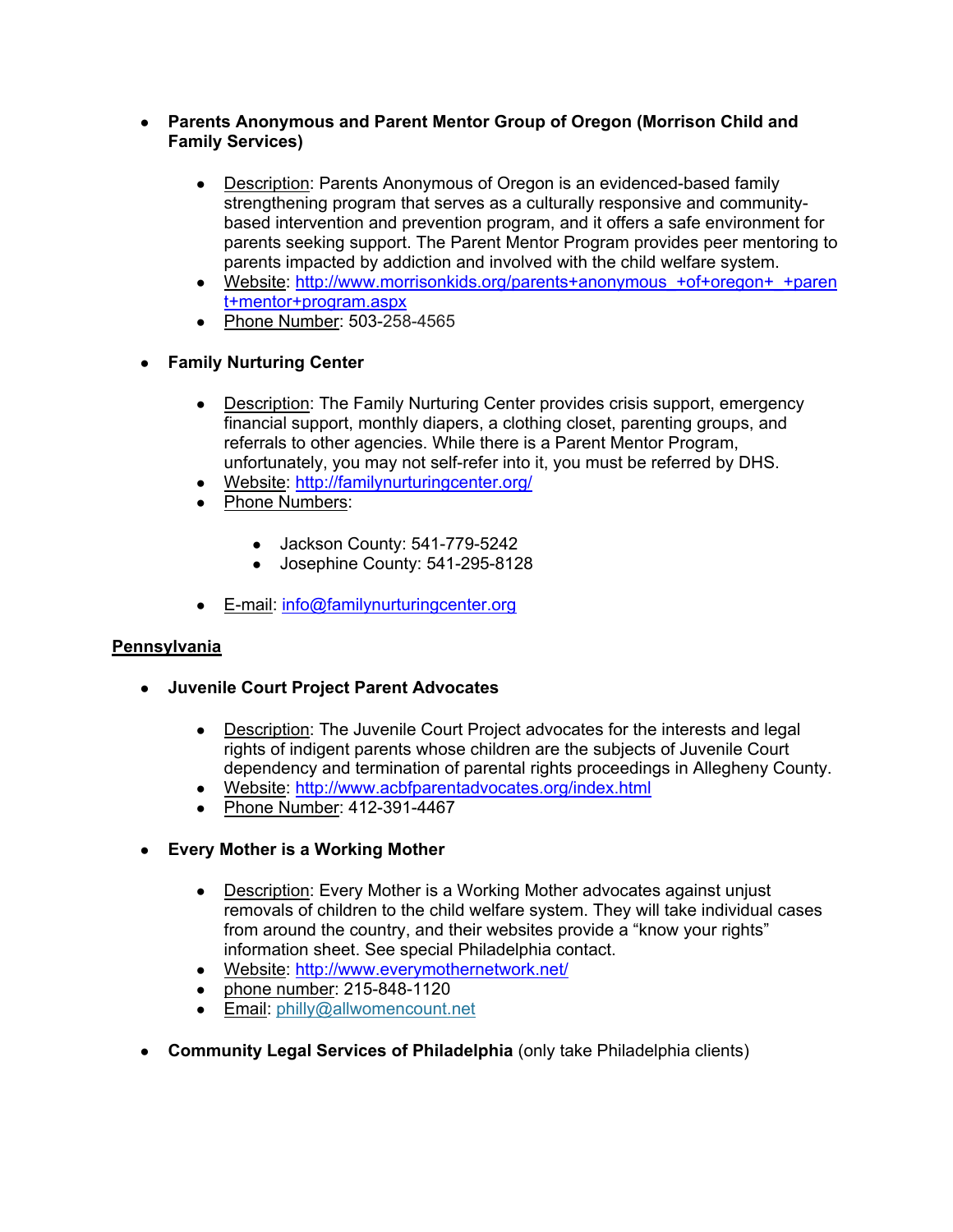- **Parents Anonymous and Parent Mentor Group of Oregon (Morrison Child and Family Services)**
    - Description: Parents Anonymous of Oregon is an evidenced-based family strengthening program that serves as a culturally responsive and community-based intervention and prevention program, and it offers a safe environment for parents seeking support. The Parent Mentor Program provides peer mentoring to parents impacted by addiction and involved with the child welfare system.
    - Website: http://www.morrisonkids.org/parents+anonymous_+of+oregon+_+parent+mentor+program.aspx
    - Phone Number: 503-258-4565

- **Family Nurturing Center**
    - Description: The Family Nurturing Center provides crisis support, emergency financial support, monthly diapers, a clothing closet, parenting groups, and referrals to other agencies. While there is a Parent Mentor Program, unfortunately, you may not self-refer into it, you must be referred by DHS.
    - Website: http://familynurturingcenter.org/
    - Phone Numbers:
        - Jackson County: 541-779-5242
        - Josephine County: 541-295-8128
    - E-mail: info@familynurturingcenter.org

## Pennsylvania

- **Juvenile Court Project Parent Advocates**
    - Description: The Juvenile Court Project advocates for the interests and legal rights of indigent parents whose children are the subjects of Juvenile Court dependency and termination of parental rights proceedings in Allegheny County.
    - Website: http://www.acbfparentadvocates.org/index.html
    - Phone Number: 412-391-4467

- **Every Mother is a Working Mother**
    - Description: Every Mother is a Working Mother advocates against unjust removals of children to the child welfare system. They will take individual cases from around the country, and their websites provide a "know your rights" information sheet. See special Philadelphia contact.
    - Website: http://www.everymothernetwork.net/
    - phone number: 215-848-1120
    - Email: philly@allwomencount.net

- **Community Legal Services of Philadelphia** (only take Philadelphia clients)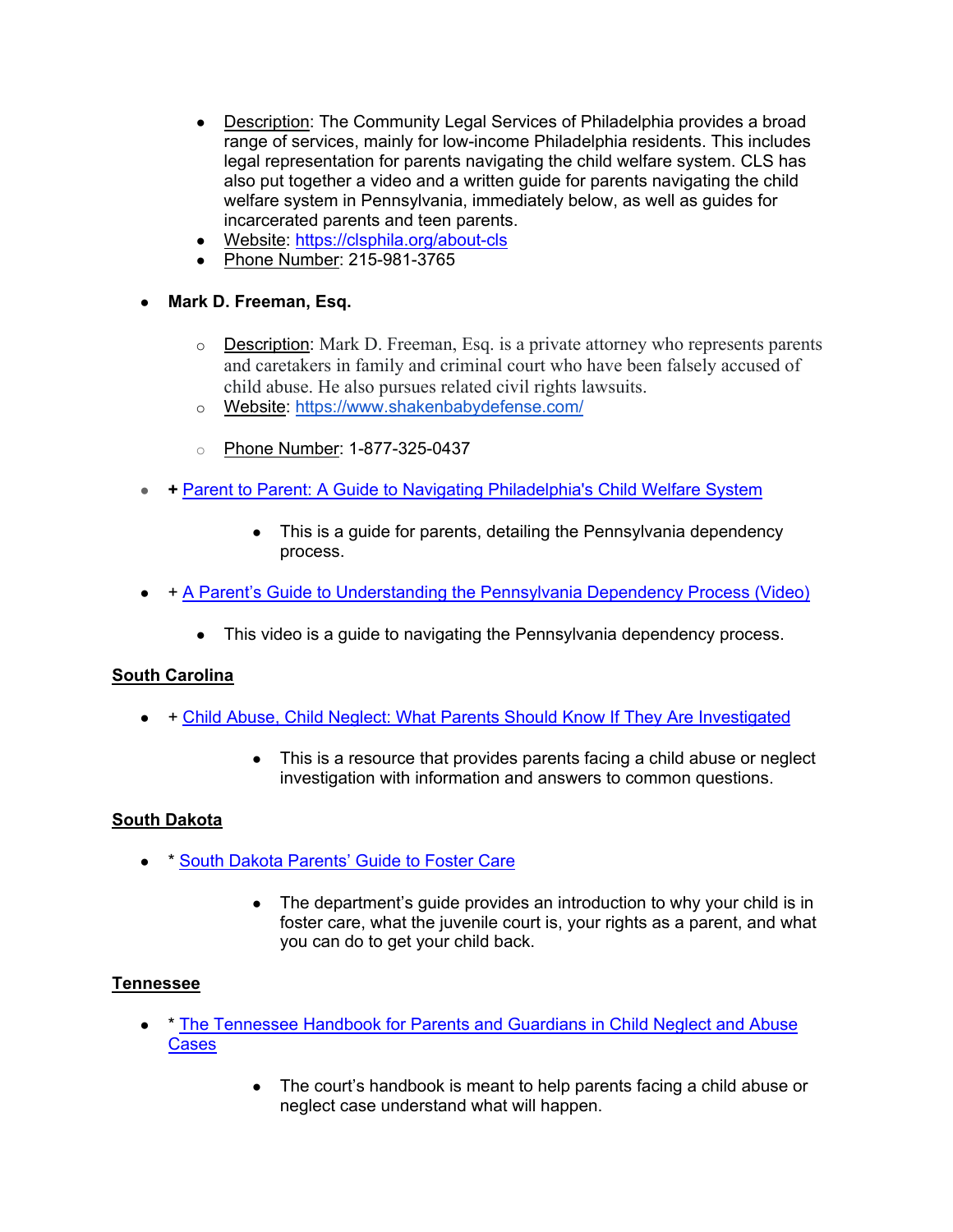- Description: The Community Legal Services of Philadelphia provides a broad range of services, mainly for low-income Philadelphia residents. This includes legal representation for parents navigating the child welfare system. CLS has also put together a video and a written guide for parents navigating the child welfare system in Pennsylvania, immediately below, as well as guides for incarcerated parents and teen parents.
- Website: [https://clsphila.org/about-cls](https://clsphila.org/about-cls)
- Phone Number: 215-981-3765

- **Mark D. Freeman, Esq.**
  - Description: Mark D. Freeman, Esq. is a private attorney who represents parents and caretakers in family and criminal court who have been falsely accused of child abuse. He also pursues related civil rights lawsuits.
  - Website: [https://www.shakenbabydefense.com/](https://www.shakenbabydefense.com/)
  - Phone Number: 1-877-325-0437

- **+** [Parent to Parent: A Guide to Navigating Philadelphia's Child Welfare System]()
  - This is a guide for parents, detailing the Pennsylvania dependency process.

- + [A Parent's Guide to Understanding the Pennsylvania Dependency Process (Video)]()
  - This video is a guide to navigating the Pennsylvania dependency process.

**South Carolina**

- + [Child Abuse, Child Neglect: What Parents Should Know If They Are Investigated]()
  - This is a resource that provides parents facing a child abuse or neglect investigation with information and answers to common questions.

**South Dakota**

- * [South Dakota Parents' Guide to Foster Care]()
  - The department's guide provides an introduction to why your child is in foster care, what the juvenile court is, your rights as a parent, and what you can do to get your child back.

**Tennessee**

- * [The Tennessee Handbook for Parents and Guardians in Child Neglect and Abuse Cases]()
  - The court's handbook is meant to help parents facing a child abuse or neglect case understand what will happen.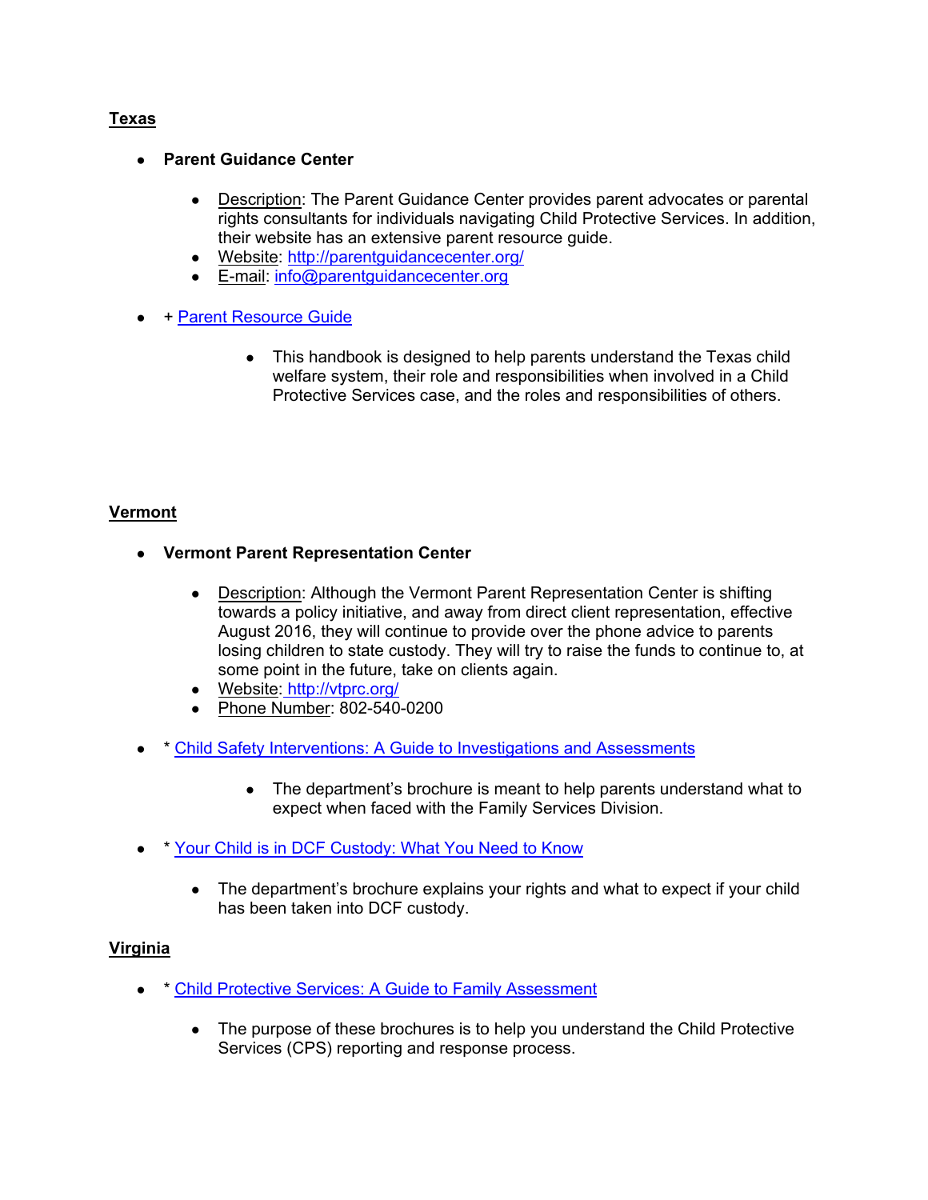**Texas**

- **Parent Guidance Center**
    - Description: The Parent Guidance Center provides parent advocates or parental rights consultants for individuals navigating Child Protective Services. In addition, their website has an extensive parent resource guide.
    - Website: http://parentguidancecenter.org/
    - E-mail: info@parentguidancecenter.org

- + Parent Resource Guide
    - This handbook is designed to help parents understand the Texas child welfare system, their role and responsibilities when involved in a Child Protective Services case, and the roles and responsibilities of others.

**Vermont**

- **Vermont Parent Representation Center**
    - Description: Although the Vermont Parent Representation Center is shifting towards a policy initiative, and away from direct client representation, effective August 2016, they will continue to provide over the phone advice to parents losing children to state custody. They will try to raise the funds to continue to, at some point in the future, take on clients again.
    - Website: http://vtprc.org/
    - Phone Number: 802-540-0200

- * Child Safety Interventions: A Guide to Investigations and Assessments
    - The department's brochure is meant to help parents understand what to expect when faced with the Family Services Division.

- * Your Child is in DCF Custody: What You Need to Know
    - The department's brochure explains your rights and what to expect if your child has been taken into DCF custody.

**Virginia**

- * Child Protective Services: A Guide to Family Assessment
    - The purpose of these brochures is to help you understand the Child Protective Services (CPS) reporting and response process.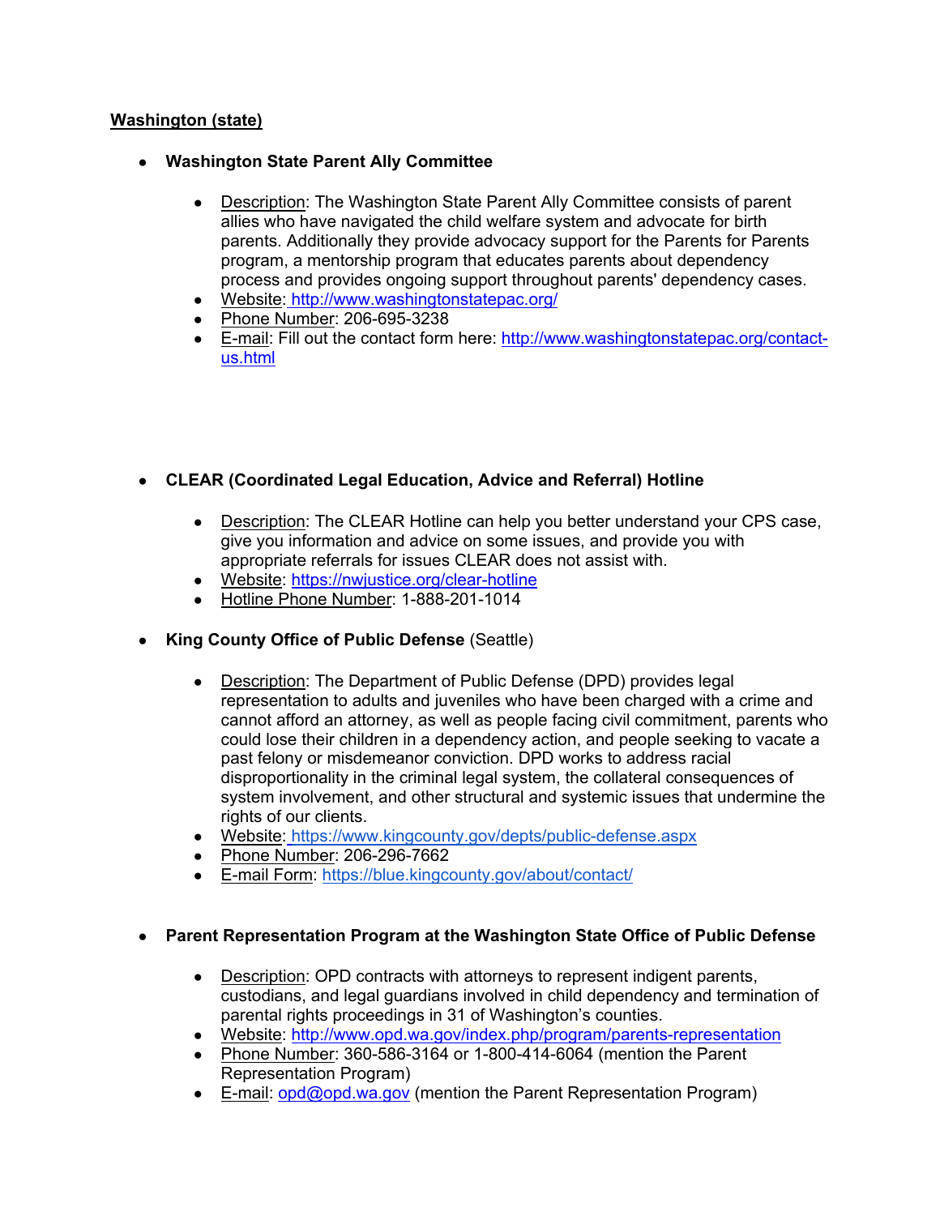## Washington (state)

- **Washington State Parent Ally Committee**
  - Description: The Washington State Parent Ally Committee consists of parent allies who have navigated the child welfare system and advocate for birth parents. Additionally they provide advocacy support for the Parents for Parents program, a mentorship program that educates parents about dependency process and provides ongoing support throughout parents' dependency cases.
  - Website: http://www.washingtonstatepac.org/
  - Phone Number: 206-695-3238
  - E-mail: Fill out the contact form here: http://www.washingtonstatepac.org/contact-us.html

- **CLEAR (Coordinated Legal Education, Advice and Referral) Hotline**
  - Description: The CLEAR Hotline can help you better understand your CPS case, give you information and advice on some issues, and provide you with appropriate referrals for issues CLEAR does not assist with.
  - Website: https://nwjustice.org/clear-hotline
  - Hotline Phone Number: 1-888-201-1014

- **King County Office of Public Defense** (Seattle)
  - Description: The Department of Public Defense (DPD) provides legal representation to adults and juveniles who have been charged with a crime and cannot afford an attorney, as well as people facing civil commitment, parents who could lose their children in a dependency action, and people seeking to vacate a past felony or misdemeanor conviction. DPD works to address racial disproportionality in the criminal legal system, the collateral consequences of system involvement, and other structural and systemic issues that undermine the rights of our clients.
  - Website: https://www.kingcounty.gov/depts/public-defense.aspx
  - Phone Number: 206-296-7662
  - E-mail Form: https://blue.kingcounty.gov/about/contact/

- **Parent Representation Program at the Washington State Office of Public Defense**
  - Description: OPD contracts with attorneys to represent indigent parents, custodians, and legal guardians involved in child dependency and termination of parental rights proceedings in 31 of Washington's counties.
  - Website: http://www.opd.wa.gov/index.php/program/parents-representation
  - Phone Number: 360-586-3164 or 1-800-414-6064 (mention the Parent Representation Program)
  - E-mail: opd@opd.wa.gov (mention the Parent Representation Program)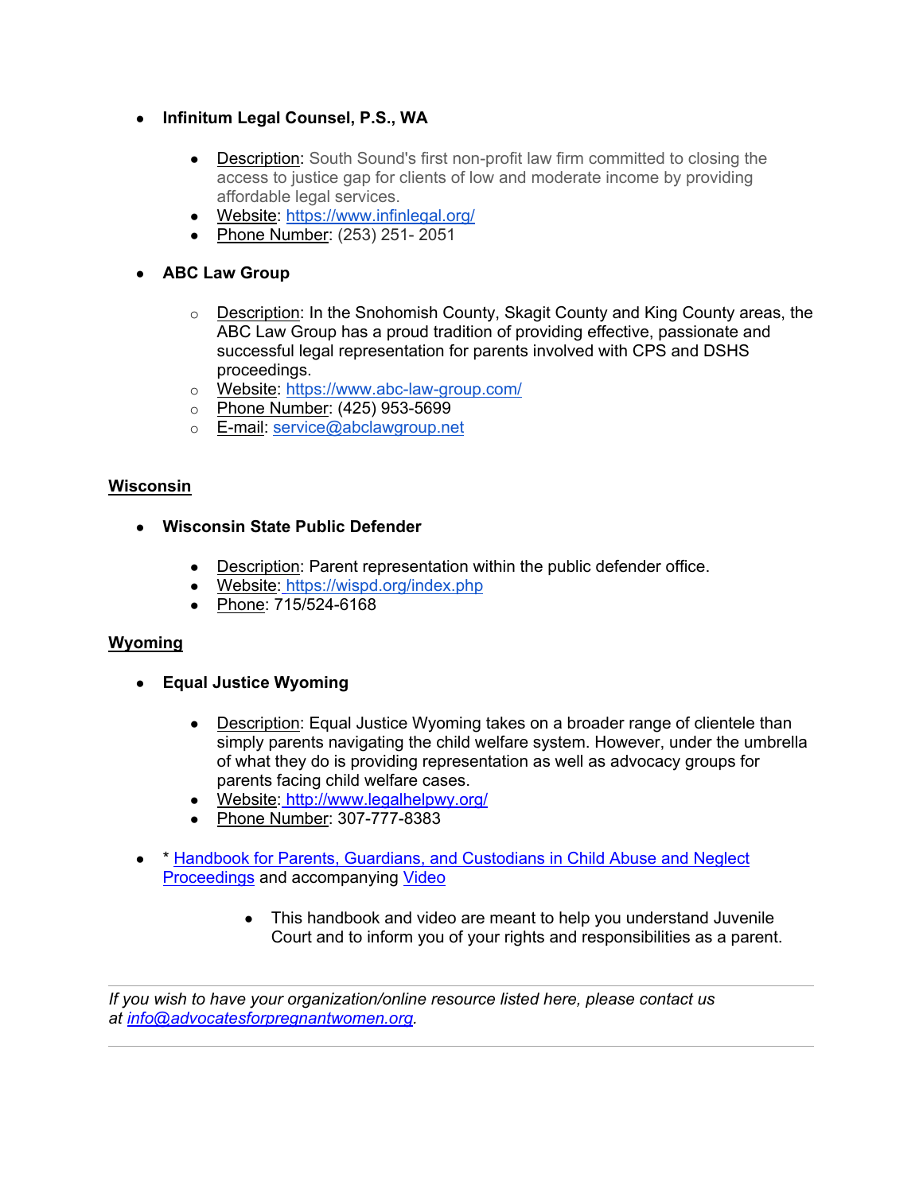- **Infinitum Legal Counsel, P.S., WA**
    - Description: South Sound's first non-profit law firm committed to closing the access to justice gap for clients of low and moderate income by providing affordable legal services.
    - Website: [https://www.infinlegal.org/](https://www.infinlegal.org/)
    - Phone Number: (253) 251- 2051

- **ABC Law Group**
    - Description: In the Snohomish County, Skagit County and King County areas, the ABC Law Group has a proud tradition of providing effective, passionate and successful legal representation for parents involved with CPS and DSHS proceedings.
    - Website: [https://www.abc-law-group.com/](https://www.abc-law-group.com/)
    - Phone Number: (425) 953-5699
    - E-mail: [service@abclawgroup.net](mailto:service@abclawgroup.net)

## Wisconsin

- **Wisconsin State Public Defender**
    - Description: Parent representation within the public defender office.
    - Website: [https://wispd.org/index.php](https://wispd.org/index.php)
    - Phone: 715/524-6168

## Wyoming

- **Equal Justice Wyoming**
    - Description: Equal Justice Wyoming takes on a broader range of clientele than simply parents navigating the child welfare system. However, under the umbrella of what they do is providing representation as well as advocacy groups for parents facing child welfare cases.
    - Website: [http://www.legalhelpwy.org/](http://www.legalhelpwy.org/)
    - Phone Number: 307-777-8383

- * Handbook for Parents, Guardians, and Custodians in Child Abuse and Neglect Proceedings and accompanying Video
    - This handbook and video are meant to help you understand Juvenile Court and to inform you of your rights and responsibilities as a parent.

---

*If you wish to have your organization/online resource listed here, please contact us at [info@advocatesforpregnantwomen.org](mailto:info@advocatesforpregnantwomen.org).*

---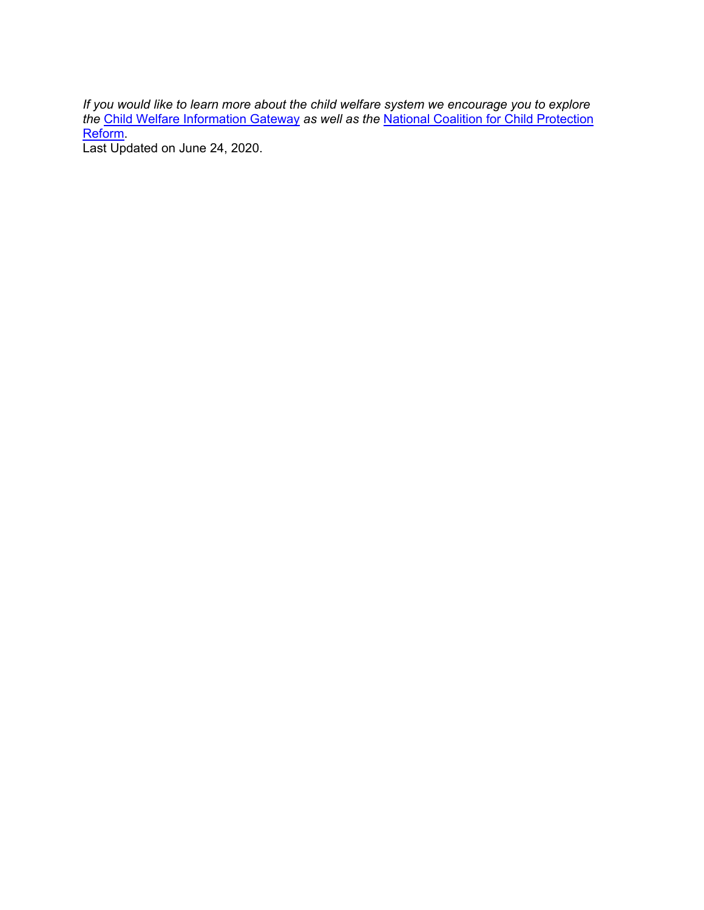*If you would like to learn more about the child welfare system we encourage you to explore the* Child Welfare Information Gateway *as well as the* National Coalition for Child Protection Reform.

Last Updated on June 24, 2020.